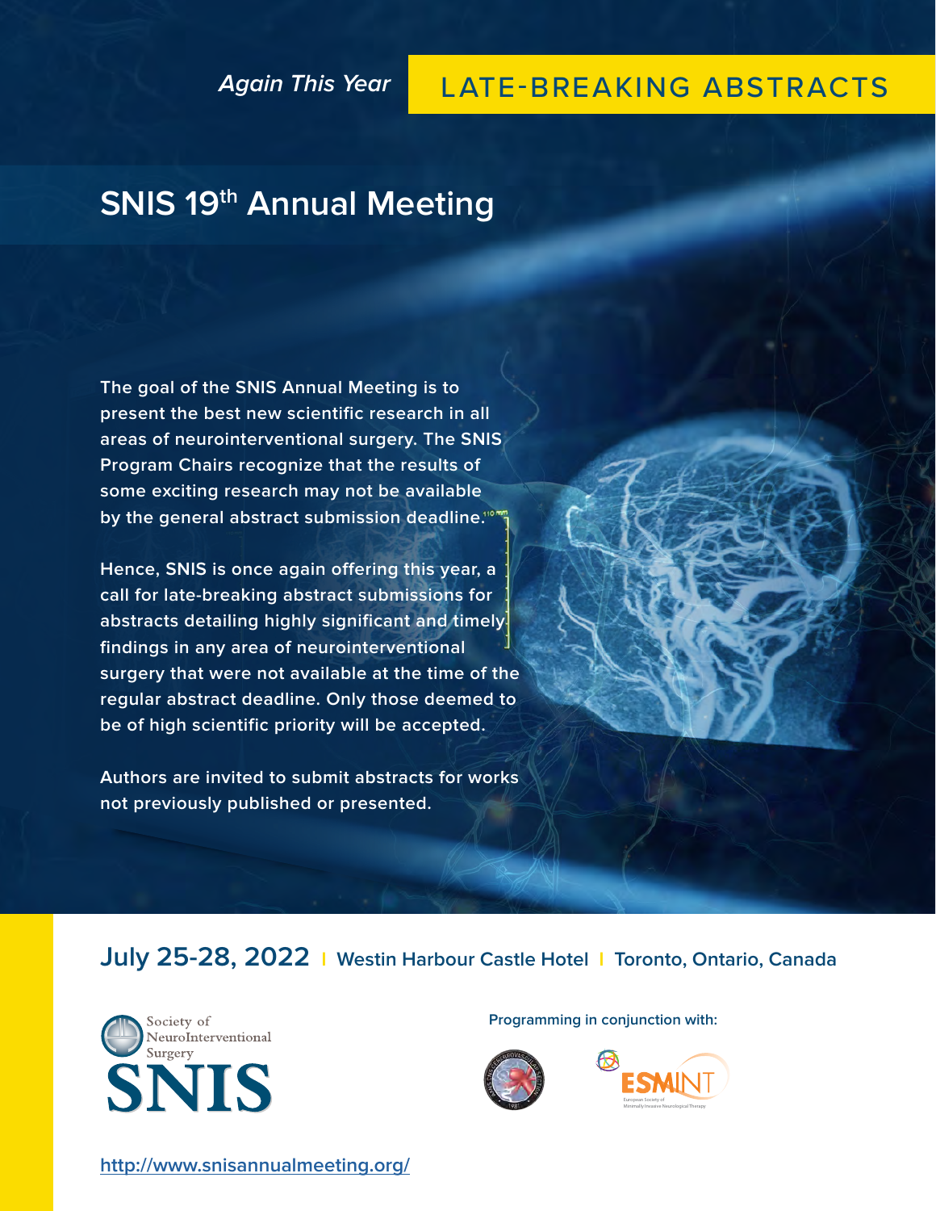*Again This Year* **LATE-BREAKING ABSTRACTS**

# SNIS 19th Annual Meeting

The goal of the SNIS Annual Meeting is to present the best new scientific research in all areas of neurointerventional surgery. The SNIS Program Chairs recognize that the results of some exciting research may not be available by the general abstract submission deadline.

Hence, SNIS is once again offering this year, a call for late-breaking abstract submissions for abstracts detailing highly significant and timely findings in any area of neurointerventional surgery that were not available at the time of the regular abstract deadline. Only those deemed to be of high scientific priority will be accepted.

Authors are invited to submit abstracts for works not previously published or presented.

## July 25-28, 2022 | Westin Harbour Castle Hotel | Toronto, Ontario, Canada

Society of NeuroInterventional Surgery
SNIS

Programming in conjunction with:

ESMINT
European Society of Minimally Invasive Neurological Therapy

http://www.snisannualmeeting.org/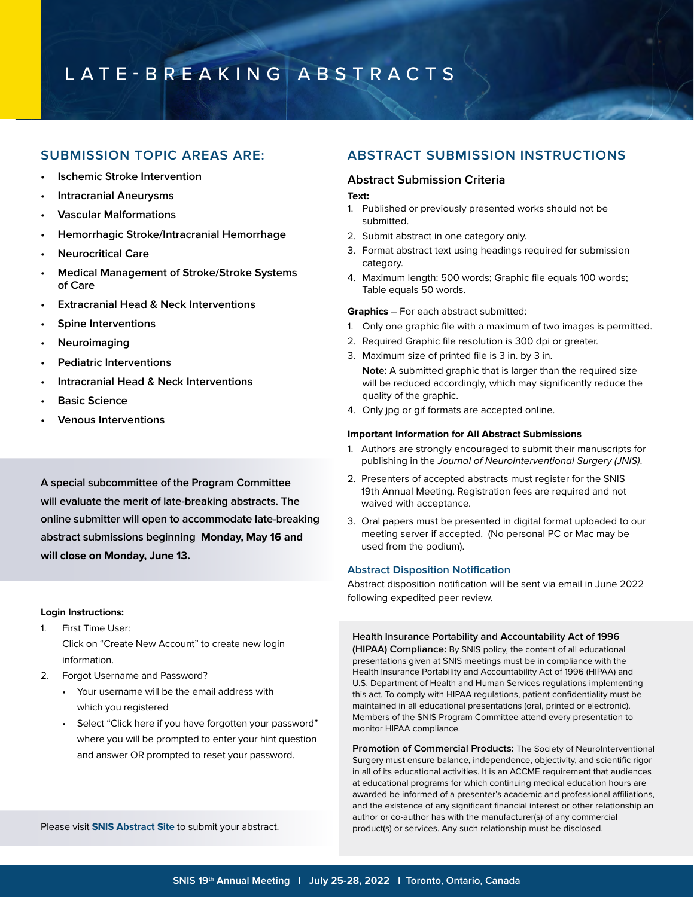# LATE-BREAKING ABSTRACTS

## SUBMISSION TOPIC AREAS ARE:

- Ischemic Stroke Intervention
- Intracranial Aneurysms
- Vascular Malformations
- Hemorrhagic Stroke/Intracranial Hemorrhage
- Neurocritical Care
- Medical Management of Stroke/Stroke Systems of Care
- Extracranial Head & Neck Interventions
- Spine Interventions
- Neuroimaging
- Pediatric Interventions
- Intracranial Head & Neck Interventions
- Basic Science
- Venous Interventions

**A special subcommittee of the Program Committee will evaluate the merit of late-breaking abstracts. The online submitter will open to accommodate late-breaking abstract submissions beginning Monday, May 16 and will close on Monday, June 13.**

**Login Instructions:**

1. First Time User:
   Click on "Create New Account" to create new login information.
2. Forgot Username and Password?
   - Your username will be the email address with which you registered
   - Select "Click here if you have forgotten your password" where you will be prompted to enter your hint question and answer OR prompted to reset your password.

Please visit **SNIS Abstract Site** to submit your abstract.

## ABSTRACT SUBMISSION INSTRUCTIONS

### Abstract Submission Criteria

**Text:**

1. Published or previously presented works should not be submitted.
2. Submit abstract in one category only.
3. Format abstract text using headings required for submission category.
4. Maximum length: 500 words; Graphic file equals 100 words; Table equals 50 words.

**Graphics** – For each abstract submitted:

1. Only one graphic file with a maximum of two images is permitted.
2. Required Graphic file resolution is 300 dpi or greater.
3. Maximum size of printed file is 3 in. by 3 in.
   **Note:** A submitted graphic that is larger than the required size will be reduced accordingly, which may significantly reduce the quality of the graphic.
4. Only jpg or gif formats are accepted online.

**Important Information for All Abstract Submissions**

1. Authors are strongly encouraged to submit their manuscripts for publishing in the *Journal of NeuroInterventional Surgery (JNIS)*.
2. Presenters of accepted abstracts must register for the SNIS 19th Annual Meeting. Registration fees are required and not waived with acceptance.
3. Oral papers must be presented in digital format uploaded to our meeting server if accepted. (No personal PC or Mac may be used from the podium).

### Abstract Disposition Notification

Abstract disposition notification will be sent via email in June 2022 following expedited peer review.

**Health Insurance Portability and Accountability Act of 1996 (HIPAA) Compliance:** By SNIS policy, the content of all educational presentations given at SNIS meetings must be in compliance with the Health Insurance Portability and Accountability Act of 1996 (HIPAA) and U.S. Department of Health and Human Services regulations implementing this act. To comply with HIPAA regulations, patient confidentiality must be maintained in all educational presentations (oral, printed or electronic). Members of the SNIS Program Committee attend every presentation to monitor HIPAA compliance.

**Promotion of Commercial Products:** The Society of NeuroInterventional Surgery must ensure balance, independence, objectivity, and scientific rigor in all of its educational activities. It is an ACCME requirement that audiences at educational programs for which continuing medical education hours are awarded be informed of a presenter's academic and professional affiliations, and the existence of any significant financial interest or other relationship an author or co-author has with the manufacturer(s) of any commercial product(s) or services. Any such relationship must be disclosed.

**SNIS 19th Annual Meeting | July 25-28, 2022 | Toronto, Ontario, Canada**